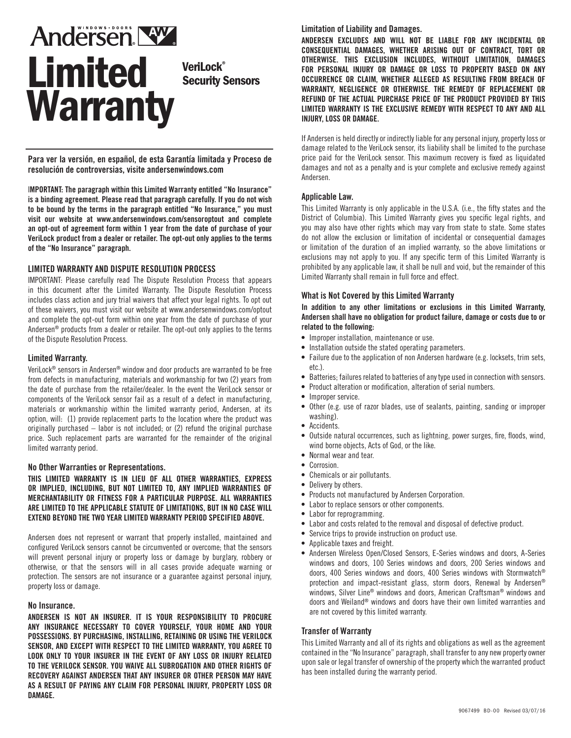# Andersen® Limited Warranty

## VeriLock® Security Sensors

**Para ver la versión, en español, de esta Garantía limitada y Proceso de resolución de controversias, visite andersenwindows.com**

**IMPORTANT: The paragraph within this Limited Warranty entitled "No Insurance" is a binding agreement. Please read that paragraph carefully. If you do not wish to be bound by the terms in the paragraph entitled "No Insurance," you must visit our website at www.andersenwindows.com/sensoroptout and complete an opt-out of agreement form within 1 year from the date of purchase of your VeriLock product from a dealer or retailer. The opt-out only applies to the terms of the "No Insurance" paragraph.**

### LIMITED WARRANTY AND DISPUTE RESOLUTION PROCESS

IMPORTANT: Please carefully read The Dispute Resolution Process that appears in this document after the Limited Warranty. The Dispute Resolution Process includes class action and jury trial waivers that affect your legal rights. To opt out of these waivers, you must visit our website at www.andersenwindows.com/optout and complete the opt-out form within one year from the date of purchase of your Andersen® products from a dealer or retailer. The opt-out only applies to the terms of the Dispute Resolution Process.

### Limited Warranty.

VeriLock® sensors in Andersen® window and door products are warranted to be free from defects in manufacturing, materials and workmanship for two (2) years from the date of purchase from the retailer/dealer. In the event the VeriLock sensor or components of the VeriLock sensor fail as a result of a defect in manufacturing, materials or workmanship within the limited warranty period, Andersen, at its option, will: (1) provide replacement parts to the location where the product was originally purchased – labor is not included; or (2) refund the original purchase price. Such replacement parts are warranted for the remainder of the original limited warranty period.

### No Other Warranties or Representations.

**THIS LIMITED WARRANTY IS IN LIEU OF ALL OTHER WARRANTIES, EXPRESS OR IMPLIED, INCLUDING, BUT NOT LIMITED TO, ANY IMPLIED WARRANTIES OF MERCHANTABILITY OR FITNESS FOR A PARTICULAR PURPOSE. ALL WARRANTIES ARE LIMITED TO THE APPLICABLE STATUTE OF LIMITATIONS, BUT IN NO CASE WILL EXTEND BEYOND THE TWO YEAR LIMITED WARRANTY PERIOD SPECIFIED ABOVE.**

Andersen does not represent or warrant that properly installed, maintained and configured VeriLock sensors cannot be circumvented or overcome; that the sensors will prevent personal injury or property loss or damage by burglary, robbery or otherwise, or that the sensors will in all cases provide adequate warning or protection. The sensors are not insurance or a guarantee against personal injury, property loss or damage.

### No Insurance.

**ANDERSEN IS NOT AN INSURER. IT IS YOUR RESPONSIBILITY TO PROCURE ANY INSURANCE NECESSARY TO COVER YOURSELF, YOUR HOME AND YOUR POSSESSIONS. BY PURCHASING, INSTALLING, RETAINING OR USING THE VERILOCK SENSOR, AND EXCEPT WITH RESPECT TO THE LIMITED WARRANTY, YOU AGREE TO LOOK ONLY TO YOUR INSURER IN THE EVENT OF ANY LOSS OR INJURY RELATED TO THE VERILOCK SENSOR. YOU WAIVE ALL SUBROGATION AND OTHER RIGHTS OF RECOVERY AGAINST ANDERSEN THAT ANY INSURER OR OTHER PERSON MAY HAVE AS A RESULT OF PAYING ANY CLAIM FOR PERSONAL INJURY, PROPERTY LOSS OR DAMAGE.**

### Limitation of Liability and Damages.

**ANDERSEN EXCLUDES AND WILL NOT BE LIABLE FOR ANY INCIDENTAL OR CONSEQUENTIAL DAMAGES, WHETHER ARISING OUT OF CONTRACT, TORT OR OTHERWISE. THIS EXCLUSION INCLUDES, WITHOUT LIMITATION, DAMAGES FOR PERSONAL INJURY OR DAMAGE OR LOSS TO PROPERTY BASED ON ANY OCCURRENCE OR CLAIM, WHETHER ALLEGED AS RESULTING FROM BREACH OF WARRANTY, NEGLIGENCE OR OTHERWISE. THE REMEDY OF REPLACEMENT OR REFUND OF THE ACTUAL PURCHASE PRICE OF THE PRODUCT PROVIDED BY THIS LIMITED WARRANTY IS THE EXCLUSIVE REMEDY WITH RESPECT TO ANY AND ALL INJURY, LOSS OR DAMAGE.**

If Andersen is held directly or indirectly liable for any personal injury, property loss or damage related to the VeriLock sensor, its liability shall be limited to the purchase price paid for the VeriLock sensor. This maximum recovery is fixed as liquidated damages and not as a penalty and is your complete and exclusive remedy against Andersen.

### Applicable Law.

This Limited Warranty is only applicable in the U.S.A. (i.e., the fifty states and the District of Columbia). This Limited Warranty gives you specific legal rights, and you may also have other rights which may vary from state to state. Some states do not allow the exclusion or limitation of incidental or consequential damages or limitation of the duration of an implied warranty, so the above limitations or exclusions may not apply to you. If any specific term of this Limited Warranty is prohibited by any applicable law, it shall be null and void, but the remainder of this Limited Warranty shall remain in full force and effect.

### What is Not Covered by this Limited Warranty

**In addition to any other limitations or exclusions in this Limited Warranty, Andersen shall have no obligation for product failure, damage or costs due to or related to the following:**

- Improper installation, maintenance or use.
- Installation outside the stated operating parameters.
- Failure due to the application of non Andersen hardware (e.g. locksets, trim sets, etc.).
- Batteries; failures related to batteries of any type used in connection with sensors.
- Product alteration or modification, alteration of serial numbers.
- Improper service.
- Other (e.g. use of razor blades, use of sealants, painting, sanding or improper washing).
- Accidents.
- Outside natural occurrences, such as lightning, power surges, fire, floods, wind, wind borne objects, Acts of God, or the like.
- Normal wear and tear.
- Corrosion.
- Chemicals or air pollutants.
- Delivery by others.
- Products not manufactured by Andersen Corporation.
- Labor to replace sensors or other components.
- Labor for reprogramming.
- Labor and costs related to the removal and disposal of defective product.
- Service trips to provide instruction on product use.
- Applicable taxes and freight.
- Andersen Wireless Open/Closed Sensors, E-Series windows and doors, A-Series windows and doors, 100 Series windows and doors, 200 Series windows and doors, 400 Series windows and doors, 400 Series windows with Stormwatch® protection and impact-resistant glass, storm doors, Renewal by Andersen® windows, Silver Line® windows and doors, American Craftsman® windows and doors and Weiland® windows and doors have their own limited warranties and are not covered by this limited warranty.

### Transfer of Warranty

This Limited Warranty and all of its rights and obligations as well as the agreement contained in the "No Insurance" paragraph, shall transfer to any new property owner upon sale or legal transfer of ownership of the property which the warranted product has been installed during the warranty period.

9067499 BD-00 Revised 03/07/16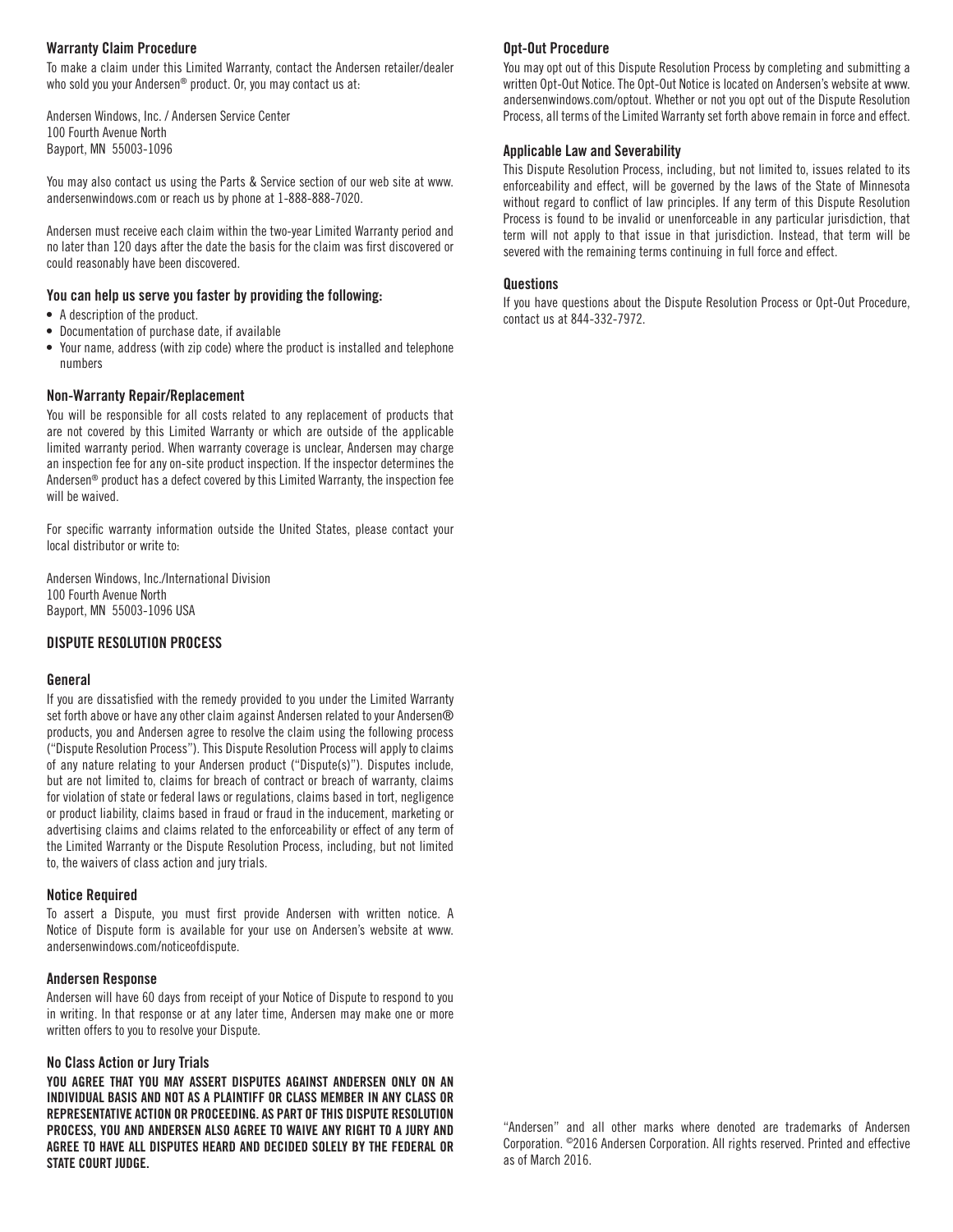### Warranty Claim Procedure

To make a claim under this Limited Warranty, contact the Andersen retailer/dealer who sold you your Andersen® product. Or, you may contact us at:

Andersen Windows, Inc. / Andersen Service Center
100 Fourth Avenue North
Bayport, MN 55003-1096

You may also contact us using the Parts & Service section of our web site at www.andersenwindows.com or reach us by phone at 1-888-888-7020.

Andersen must receive each claim within the two-year Limited Warranty period and no later than 120 days after the date the basis for the claim was first discovered or could reasonably have been discovered.

### You can help us serve you faster by providing the following:

- A description of the product.
- Documentation of purchase date, if available
- Your name, address (with zip code) where the product is installed and telephone numbers

### Non-Warranty Repair/Replacement

You will be responsible for all costs related to any replacement of products that are not covered by this Limited Warranty or which are outside of the applicable limited warranty period. When warranty coverage is unclear, Andersen may charge an inspection fee for any on-site product inspection. If the inspector determines the Andersen® product has a defect covered by this Limited Warranty, the inspection fee will be waived.

For specific warranty information outside the United States, please contact your local distributor or write to:

Andersen Windows, Inc./International Division
100 Fourth Avenue North
Bayport, MN 55003-1096 USA

## DISPUTE RESOLUTION PROCESS

### General

If you are dissatisfied with the remedy provided to you under the Limited Warranty set forth above or have any other claim against Andersen related to your Andersen® products, you and Andersen agree to resolve the claim using the following process ("Dispute Resolution Process"). This Dispute Resolution Process will apply to claims of any nature relating to your Andersen product ("Dispute(s)"). Disputes include, but are not limited to, claims for breach of contract or breach of warranty, claims for violation of state or federal laws or regulations, claims based in tort, negligence or product liability, claims based in fraud or fraud in the inducement, marketing or advertising claims and claims related to the enforceability or effect of any term of the Limited Warranty or the Dispute Resolution Process, including, but not limited to, the waivers of class action and jury trials.

### Notice Required

To assert a Dispute, you must first provide Andersen with written notice. A Notice of Dispute form is available for your use on Andersen's website at www.andersenwindows.com/noticeofdispute.

### Andersen Response

Andersen will have 60 days from receipt of your Notice of Dispute to respond to you in writing. In that response or at any later time, Andersen may make one or more written offers to you to resolve your Dispute.

### No Class Action or Jury Trials

**YOU AGREE THAT YOU MAY ASSERT DISPUTES AGAINST ANDERSEN ONLY ON AN INDIVIDUAL BASIS AND NOT AS A PLAINTIFF OR CLASS MEMBER IN ANY CLASS OR REPRESENTATIVE ACTION OR PROCEEDING. AS PART OF THIS DISPUTE RESOLUTION PROCESS, YOU AND ANDERSEN ALSO AGREE TO WAIVE ANY RIGHT TO A JURY AND AGREE TO HAVE ALL DISPUTES HEARD AND DECIDED SOLELY BY THE FEDERAL OR STATE COURT JUDGE.**

### Opt-Out Procedure

You may opt out of this Dispute Resolution Process by completing and submitting a written Opt-Out Notice. The Opt-Out Notice is located on Andersen's website at www.andersenwindows.com/optout. Whether or not you opt out of the Dispute Resolution Process, all terms of the Limited Warranty set forth above remain in force and effect.

### Applicable Law and Severability

This Dispute Resolution Process, including, but not limited to, issues related to its enforceability and effect, will be governed by the laws of the State of Minnesota without regard to conflict of law principles. If any term of this Dispute Resolution Process is found to be invalid or unenforceable in any particular jurisdiction, that term will not apply to that issue in that jurisdiction. Instead, that term will be severed with the remaining terms continuing in full force and effect.

### Questions

If you have questions about the Dispute Resolution Process or Opt-Out Procedure, contact us at 844-332-7972.

"Andersen" and all other marks where denoted are trademarks of Andersen Corporation. ©2016 Andersen Corporation. All rights reserved. Printed and effective as of March 2016.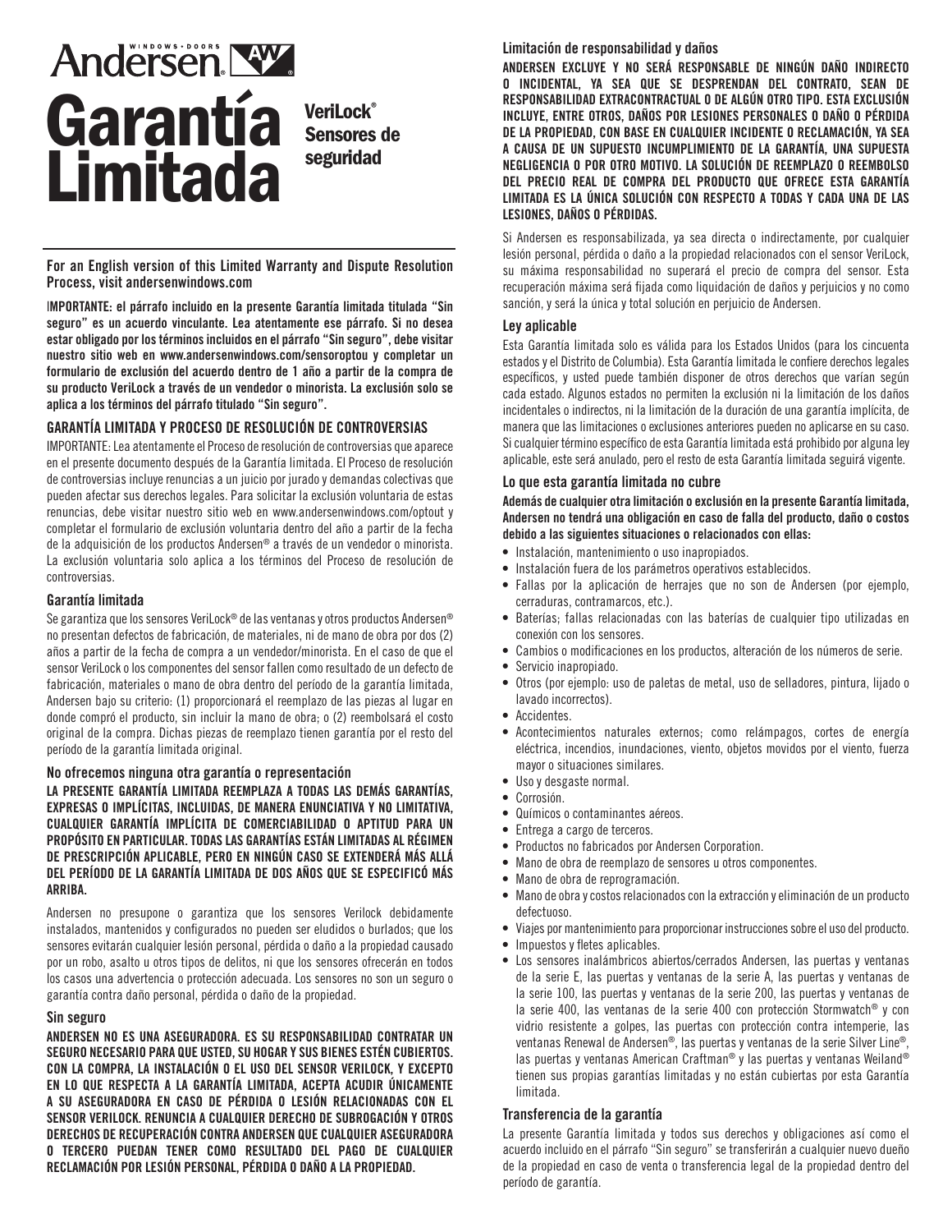# Andersen® WINDOWS • DOORS

# Garantía Limitada

**VeriLock® Sensores de seguridad**

**For an English version of this Limited Warranty and Dispute Resolution Process, visit andersenwindows.com**

**IMPORTANTE: el párrafo incluido en la presente Garantía limitada titulada "Sin seguro" es un acuerdo vinculante. Lea atentamente ese párrafo. Si no desea estar obligado por los términos incluidos en el párrafo "Sin seguro", debe visitar nuestro sitio web en www.andersenwindows.com/sensoroptou y completar un formulario de exclusión del acuerdo dentro de 1 año a partir de la compra de su producto VeriLock a través de un vendedor o minorista. La exclusión solo se aplica a los términos del párrafo titulado "Sin seguro".**

## GARANTÍA LIMITADA Y PROCESO DE RESOLUCIÓN DE CONTROVERSIAS

IMPORTANTE: Lea atentamente el Proceso de resolución de controversias que aparece en el presente documento después de la Garantía limitada. El Proceso de resolución de controversias incluye renuncias a un juicio por jurado y demandas colectivas que pueden afectar sus derechos legales. Para solicitar la exclusión voluntaria de estas renuncias, debe visitar nuestro sitio web en www.andersenwindows.com/optout y completar el formulario de exclusión voluntaria dentro del año a partir de la fecha de la adquisición de los productos Andersen® a través de un vendedor o minorista. La exclusión voluntaria solo aplica a los términos del Proceso de resolución de controversias.

### Garantía limitada

Se garantiza que los sensores VeriLock® de las ventanas y otros productos Andersen® no presentan defectos de fabricación, de materiales, ni de mano de obra por dos (2) años a partir de la fecha de compra a un vendedor/minorista. En el caso de que el sensor VeriLock o los componentes del sensor fallen como resultado de un defecto de fabricación, materiales o mano de obra dentro del período de la garantía limitada, Andersen bajo su criterio: (1) proporcionará el reemplazo de las piezas al lugar en donde compró el producto, sin incluir la mano de obra; o (2) reembolsará el costo original de la compra. Dichas piezas de reemplazo tienen garantía por el resto del período de la garantía limitada original.

### No ofrecemos ninguna otra garantía o representación

**LA PRESENTE GARANTÍA LIMITADA REEMPLAZA A TODAS LAS DEMÁS GARANTÍAS, EXPRESAS O IMPLÍCITAS, INCLUIDAS, DE MANERA ENUNCIATIVA Y NO LIMITATIVA, CUALQUIER GARANTÍA IMPLÍCITA DE COMERCIABILIDAD O APTITUD PARA UN PROPÓSITO EN PARTICULAR. TODAS LAS GARANTÍAS ESTÁN LIMITADAS AL RÉGIMEN DE PRESCRIPCIÓN APLICABLE, PERO EN NINGÚN CASO SE EXTENDERÁ MÁS ALLÁ DEL PERÍODO DE LA GARANTÍA LIMITADA DE DOS AÑOS QUE SE ESPECIFICÓ MÁS ARRIBA.**

Andersen no presupone o garantiza que los sensores Verilock debidamente instalados, mantenidos y configurados no pueden ser eludidos o burlados; que los sensores evitarán cualquier lesión personal, pérdida o daño a la propiedad causado por un robo, asalto u otros tipos de delitos, ni que los sensores ofrecerán en todos los casos una advertencia o protección adecuada. Los sensores no son un seguro o garantía contra daño personal, pérdida o daño de la propiedad.

### Sin seguro

**ANDERSEN NO ES UNA ASEGURADORA. ES SU RESPONSABILIDAD CONTRATAR UN SEGURO NECESARIO PARA QUE USTED, SU HOGAR Y SUS BIENES ESTÉN CUBIERTOS. CON LA COMPRA, LA INSTALACIÓN O EL USO DEL SENSOR VERILOCK, Y EXCEPTO EN LO QUE RESPECTA A LA GARANTÍA LIMITADA, ACEPTA ACUDIR ÚNICAMENTE A SU ASEGURADORA EN CASO DE PÉRDIDA O LESIÓN RELACIONADAS CON EL SENSOR VERILOCK. RENUNCIA A CUALQUIER DERECHO DE SUBROGACIÓN Y OTROS DERECHOS DE RECUPERACIÓN CONTRA ANDERSEN QUE CUALQUIER ASEGURADORA O TERCERO PUEDAN TENER COMO RESULTADO DEL PAGO DE CUALQUIER RECLAMACIÓN POR LESIÓN PERSONAL, PÉRDIDA O DAÑO A LA PROPIEDAD.**

### Limitación de responsabilidad y daños

**ANDERSEN EXCLUYE Y NO SERÁ RESPONSABLE DE NINGÚN DAÑO INDIRECTO O INCIDENTAL, YA SEA QUE SE DESPRENDAN DEL CONTRATO, SEAN DE RESPONSABILIDAD EXTRACONTRACTUAL O DE ALGÚN OTRO TIPO. ESTA EXCLUSIÓN INCLUYE, ENTRE OTROS, DAÑOS POR LESIONES PERSONALES O DAÑO O PÉRDIDA DE LA PROPIEDAD, CON BASE EN CUALQUIER INCIDENTE O RECLAMACIÓN, YA SEA A CAUSA DE UN SUPUESTO INCUMPLIMIENTO DE LA GARANTÍA, UNA SUPUESTA NEGLIGENCIA O POR OTRO MOTIVO. LA SOLUCIÓN DE REEMPLAZO O REEMBOLSO DEL PRECIO REAL DE COMPRA DEL PRODUCTO QUE OFRECE ESTA GARANTÍA LIMITADA ES LA ÚNICA SOLUCIÓN CON RESPECTO A TODAS Y CADA UNA DE LAS LESIONES, DAÑOS O PÉRDIDAS.**

Si Andersen es responsabilizada, ya sea directa o indirectamente, por cualquier lesión personal, pérdida o daño a la propiedad relacionados con el sensor VeriLock, su máxima responsabilidad no superará el precio de compra del sensor. Esta recuperación máxima será fijada como liquidación de daños y perjuicios y no como sanción, y será la única y total solución en perjuicio de Andersen.

### Ley aplicable

Esta Garantía limitada solo es válida para los Estados Unidos (para los cincuenta estados y el Distrito de Columbia). Esta Garantía limitada le confiere derechos legales específicos, y usted puede también disponer de otros derechos que varían según cada estado. Algunos estados no permiten la exclusión ni la limitación de los daños incidentales o indirectos, ni la limitación de la duración de una garantía implícita, de manera que las limitaciones o exclusiones anteriores pueden no aplicarse en su caso. Si cualquier término específico de esta Garantía limitada está prohibido por alguna ley aplicable, este será anulado, pero el resto de esta Garantía limitada seguirá vigente.

### Lo que esta garantía limitada no cubre

**Además de cualquier otra limitación o exclusión en la presente Garantía limitada, Andersen no tendrá una obligación en caso de falla del producto, daño o costos debido a las siguientes situaciones o relacionados con ellas:**

- Instalación, mantenimiento o uso inapropiados.
- Instalación fuera de los parámetros operativos establecidos.
- Fallas por la aplicación de herrajes que no son de Andersen (por ejemplo, cerraduras, contramarcos, etc.).
- Baterías; fallas relacionadas con las baterías de cualquier tipo utilizadas en conexión con los sensores.
- Cambios o modificaciones en los productos, alteración de los números de serie.
- Servicio inapropiado.
- Otros (por ejemplo: uso de paletas de metal, uso de selladores, pintura, lijado o lavado incorrectos).
- Accidentes.
- Acontecimientos naturales externos; como relámpagos, cortes de energía eléctrica, incendios, inundaciones, viento, objetos movidos por el viento, fuerza mayor o situaciones similares.
- Uso y desgaste normal.
- Corrosión.
- Químicos o contaminantes aéreos.
- Entrega a cargo de terceros.
- Productos no fabricados por Andersen Corporation.
- Mano de obra de reemplazo de sensores u otros componentes.
- Mano de obra de reprogramación.
- Mano de obra y costos relacionados con la extracción y eliminación de un producto defectuoso.
- Viajes por mantenimiento para proporcionar instrucciones sobre el uso del producto.
- Impuestos y fletes aplicables.
- Los sensores inalámbricos abiertos/cerrados Andersen, las puertas y ventanas de la serie E, las puertas y ventanas de la serie A, las puertas y ventanas de la serie 100, las puertas y ventanas de la serie 200, las puertas y ventanas de la serie 400, las ventanas de la serie 400 con protección Stormwatch® y con vidrio resistente a golpes, las puertas con protección contra intemperie, las ventanas Renewal de Andersen®, las puertas y ventanas de la serie Silver Line®, las puertas y ventanas American Craftman® y las puertas y ventanas Weiland® tienen sus propias garantías limitadas y no están cubiertas por esta Garantía limitada.

### Transferencia de la garantía

La presente Garantía limitada y todos sus derechos y obligaciones así como el acuerdo incluido en el párrafo "Sin seguro" se transferirán a cualquier nuevo dueño de la propiedad en caso de venta o transferencia legal de la propiedad dentro del período de garantía.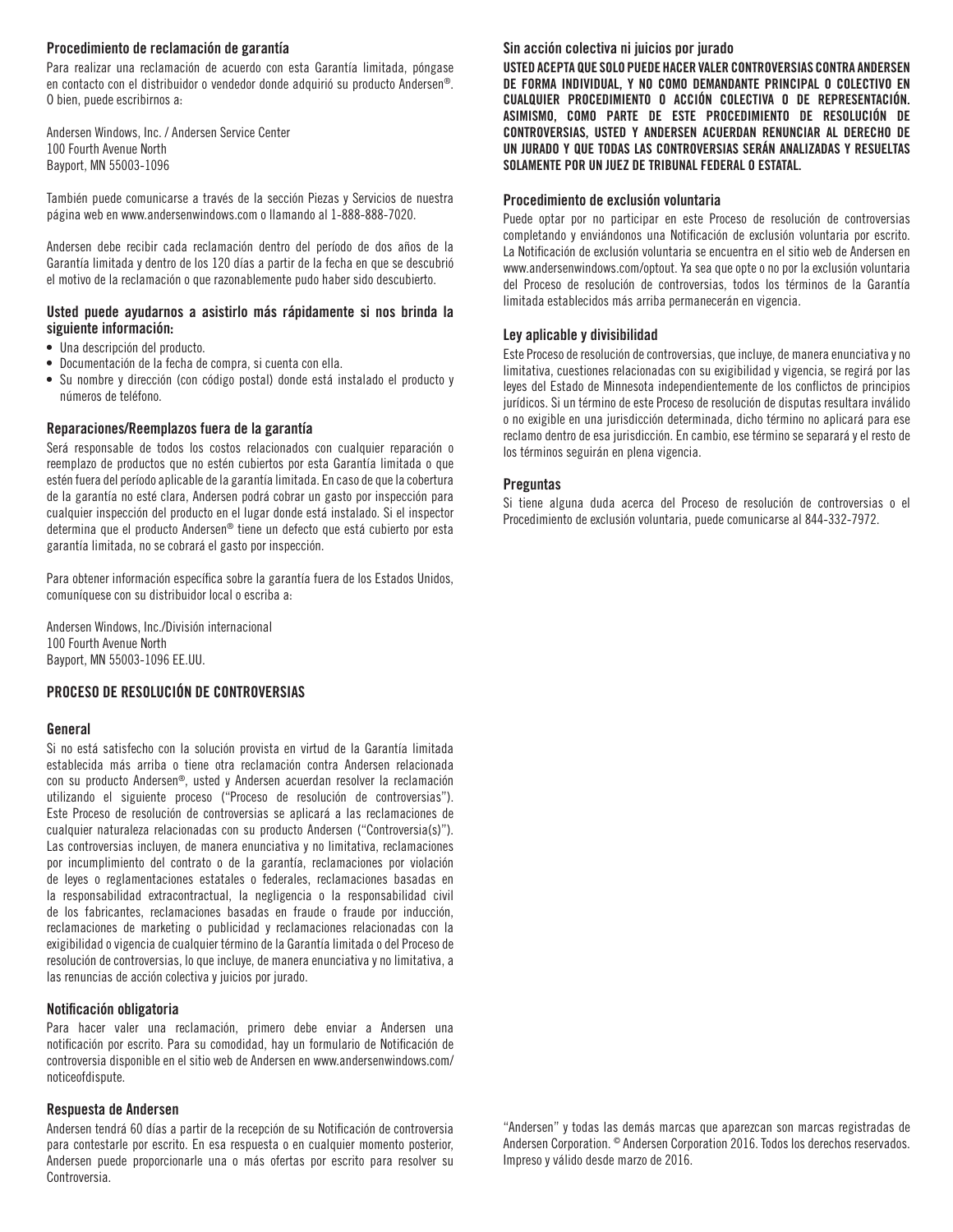### Procedimiento de reclamación de garantía

Para realizar una reclamación de acuerdo con esta Garantía limitada, póngase en contacto con el distribuidor o vendedor donde adquirió su producto Andersen®. O bien, puede escribirnos a:

Andersen Windows, Inc. / Andersen Service Center
100 Fourth Avenue North
Bayport, MN 55003-1096

También puede comunicarse a través de la sección Piezas y Servicios de nuestra página web en www.andersenwindows.com o llamando al 1-888-888-7020.

Andersen debe recibir cada reclamación dentro del período de dos años de la Garantía limitada y dentro de los 120 días a partir de la fecha en que se descubrió el motivo de la reclamación o que razonablemente pudo haber sido descubierto.

### Usted puede ayudarnos a asistirlo más rápidamente si nos brinda la siguiente información:

- Una descripción del producto.
- Documentación de la fecha de compra, si cuenta con ella.
- Su nombre y dirección (con código postal) donde está instalado el producto y números de teléfono.

### Reparaciones/Reemplazos fuera de la garantía

Será responsable de todos los costos relacionados con cualquier reparación o reemplazo de productos que no estén cubiertos por esta Garantía limitada o que estén fuera del período aplicable de la garantía limitada. En caso de que la cobertura de la garantía no esté clara, Andersen podrá cobrar un gasto por inspección para cualquier inspección del producto en el lugar donde está instalado. Si el inspector determina que el producto Andersen® tiene un defecto que está cubierto por esta garantía limitada, no se cobrará el gasto por inspección.

Para obtener información específica sobre la garantía fuera de los Estados Unidos, comuníquese con su distribuidor local o escriba a:

Andersen Windows, Inc./División internacional
100 Fourth Avenue North
Bayport, MN 55003-1096 EE.UU.

## PROCESO DE RESOLUCIÓN DE CONTROVERSIAS

### General

Si no está satisfecho con la solución provista en virtud de la Garantía limitada establecida más arriba o tiene otra reclamación contra Andersen relacionada con su producto Andersen®, usted y Andersen acuerdan resolver la reclamación utilizando el siguiente proceso ("Proceso de resolución de controversias"). Este Proceso de resolución de controversias se aplicará a las reclamaciones de cualquier naturaleza relacionadas con su producto Andersen ("Controversia(s)"). Las controversias incluyen, de manera enunciativa y no limitativa, reclamaciones por incumplimiento del contrato o de la garantía, reclamaciones por violación de leyes o reglamentaciones estatales o federales, reclamaciones basadas en la responsabilidad extracontractual, la negligencia o la responsabilidad civil de los fabricantes, reclamaciones basadas en fraude o fraude por inducción, reclamaciones de marketing o publicidad y reclamaciones relacionadas con la exigibilidad o vigencia de cualquier término de la Garantía limitada o del Proceso de resolución de controversias, lo que incluye, de manera enunciativa y no limitativa, a las renuncias de acción colectiva y juicios por jurado.

### Notificación obligatoria

Para hacer valer una reclamación, primero debe enviar a Andersen una notificación por escrito. Para su comodidad, hay un formulario de Notificación de controversia disponible en el sitio web de Andersen en www.andersenwindows.com/noticeofdispute.

### Respuesta de Andersen

Andersen tendrá 60 días a partir de la recepción de su Notificación de controversia para contestarle por escrito. En esa respuesta o en cualquier momento posterior, Andersen puede proporcionarle una o más ofertas por escrito para resolver su Controversia.

### Sin acción colectiva ni juicios por jurado

**USTED ACEPTA QUE SOLO PUEDE HACER VALER CONTROVERSIAS CONTRA ANDERSEN DE FORMA INDIVIDUAL, Y NO COMO DEMANDANTE PRINCIPAL O COLECTIVO EN CUALQUIER PROCEDIMIENTO O ACCIÓN COLECTIVA O DE REPRESENTACIÓN. ASIMISMO, COMO PARTE DE ESTE PROCEDIMIENTO DE RESOLUCIÓN DE CONTROVERSIAS, USTED Y ANDERSEN ACUERDAN RENUNCIAR AL DERECHO DE UN JURADO Y QUE TODAS LAS CONTROVERSIAS SERÁN ANALIZADAS Y RESUELTAS SOLAMENTE POR UN JUEZ DE TRIBUNAL FEDERAL O ESTATAL.**

### Procedimiento de exclusión voluntaria

Puede optar por no participar en este Proceso de resolución de controversias completando y enviándonos una Notificación de exclusión voluntaria por escrito. La Notificación de exclusión voluntaria se encuentra en el sitio web de Andersen en www.andersenwindows.com/optout. Ya sea que opte o no por la exclusión voluntaria del Proceso de resolución de controversias, todos los términos de la Garantía limitada establecidos más arriba permanecerán en vigencia.

### Ley aplicable y divisibilidad

Este Proceso de resolución de controversias, que incluye, de manera enunciativa y no limitativa, cuestiones relacionadas con su exigibilidad y vigencia, se regirá por las leyes del Estado de Minnesota independientemente de los conflictos de principios jurídicos. Si un término de este Proceso de resolución de disputas resultara inválido o no exigible en una jurisdicción determinada, dicho término no aplicará para ese reclamo dentro de esa jurisdicción. En cambio, ese término se separará y el resto de los términos seguirán en plena vigencia.

### Preguntas

Si tiene alguna duda acerca del Proceso de resolución de controversias o el Procedimiento de exclusión voluntaria, puede comunicarse al 844-332-7972.

"Andersen" y todas las demás marcas que aparezcan son marcas registradas de Andersen Corporation. © Andersen Corporation 2016. Todos los derechos reservados. Impreso y válido desde marzo de 2016.